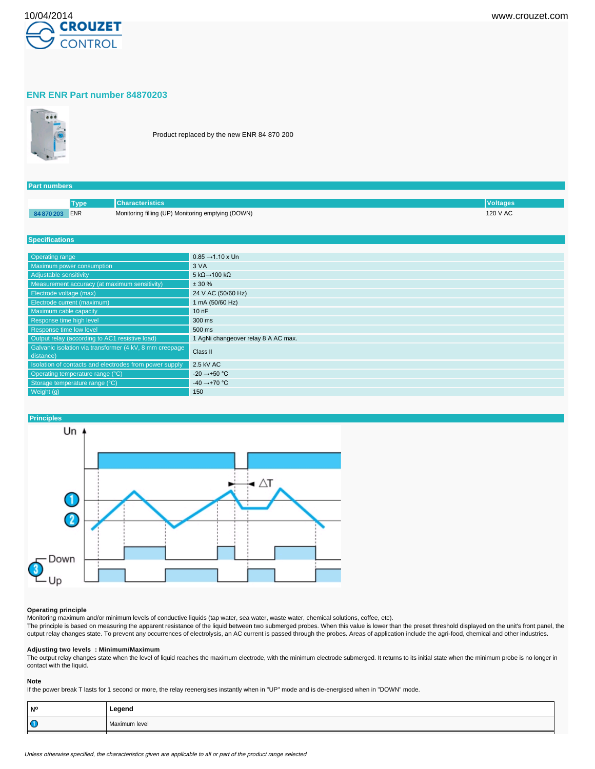10/04/2014

www.crouzet.com

CROUZET CONTROL

## ENR ENR Part number 84870203

Product replaced by the new ENR 84 870 200

### Part numbers

| | Type | Characteristics | Voltages |
|---|---|---|---|
| 84 870 203 | ENR | Monitoring filling (UP) Monitoring emptying (DOWN) | 120 V AC |

### Specifications

| | |
|---|---|
| Operating range | 0.85 →1.10 x Un |
| Maximum power consumption | 3 VA |
| Adjustable sensitivity | 5 kΩ→100 kΩ |
| Measurement accuracy (at maximum sensitivity) | ± 30 % |
| Electrode voltage (max) | 24 V AC (50/60 Hz) |
| Electrode current (maximum) | 1 mA (50/60 Hz) |
| Maximum cable capacity | 10 nF |
| Response time high level | 300 ms |
| Response time low level | 500 ms |
| Output relay (according to AC1 resistive load) | 1 AgNi changeover relay 8 A AC max. |
| Galvanic isolation via transformer (4 kV, 8 mm creepage distance) | Class II |
| Isolation of contacts and electrodes from power supply | 2.5 kV AC |
| Operating temperature range (°C) | -20 →+50 °C |
| Storage temperature range (°C) | -40 →+70 °C |
| Weight (g) | 150 |

### Principles

**Operating principle**

Monitoring maximum and/or minimum levels of conductive liquids (tap water, sea water, waste water, chemical solutions, coffee, etc).

The principle is based on measuring the apparent resistance of the liquid between two submerged probes. When this value is lower than the preset threshold displayed on the unit's front panel, the output relay changes state. To prevent any occurrences of electrolysis, an AC current is passed through the probes. Areas of application include the agri-food, chemical and other industries.

**Adjusting two levels : Minimum/Maximum**

The output relay changes state when the level of liquid reaches the maximum electrode, with the minimum electrode submerged. It returns to its initial state when the minimum probe is no longer in contact with the liquid.

**Note**

If the power break T lasts for 1 second or more, the relay reenergises instantly when in "UP" mode and is de-energised when in "DOWN" mode.

| Nº | Legend |
|---|---|
| 1 | Maximum level |

*Unless otherwise specified, the characteristics given are applicable to all or part of the product range selected*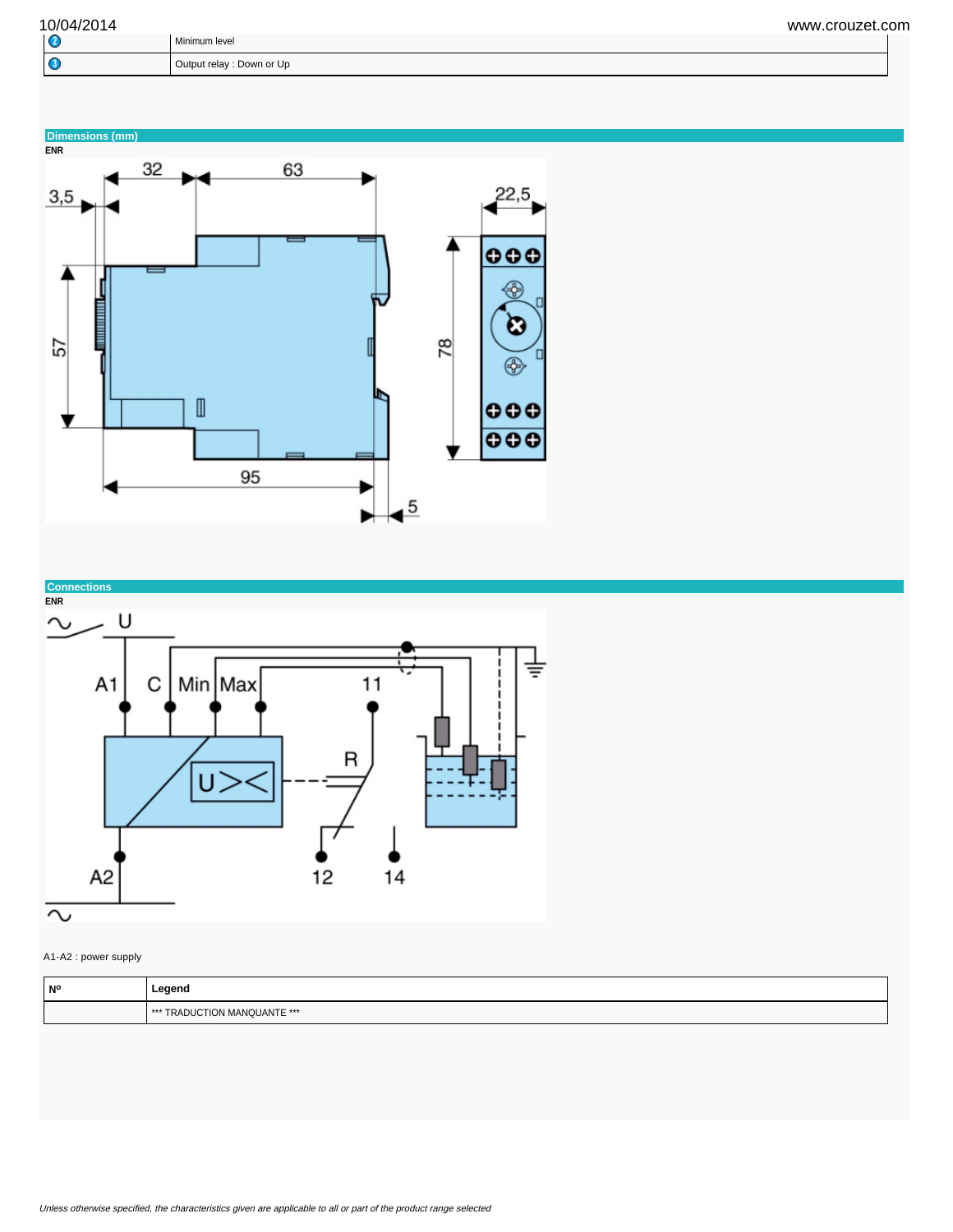| | |
|---|---|
| 2 | Minimum level |
| 3 | Output relay : Down or Up |

## Dimensions (mm)

**ENR**

32
63
3,5
22,5
57
78
95
5

## Connections

**ENR**

U
A1
C
Min
Max
11
R
U><
A2
12
14

A1-A2 : power supply

| Nº | Legend |
|---|---|
| | *** TRADUCTION MANQUANTE *** |

*Unless otherwise specified, the characteristics given are applicable to all or part of the product range selected*